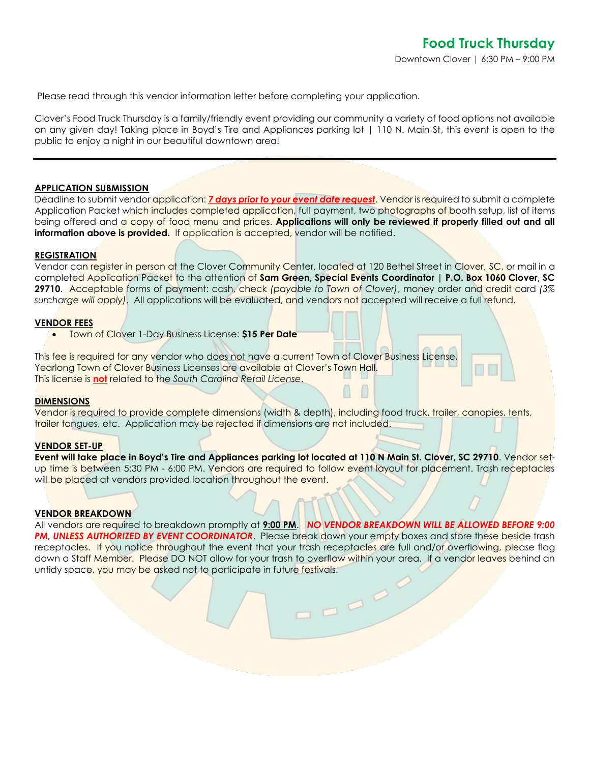# Food Truck Thursday

Downtown Clover | 6:30 PM – 9:00 PM

Please read through this vendor information letter before completing your application.

Clover's Food Truck Thursday is a family/friendly event providing our community a variety of food options not available on any given day! Taking place in Boyd's Tire and Appliances parking lot | 110 N. Main St, this event is open to the public to enjoy a night in our beautiful downtown area!

---

## APPLICATION SUBMISSION

Deadline to submit vendor application: ***7 days prior to your event date request***. Vendor is required to submit a complete Application Packet which includes completed application, full payment, two photographs of booth setup, list of items being offered and a copy of food menu and prices. **Applications will only be reviewed if properly filled out and all information above is provided.** If application is accepted, vendor will be notified.

## REGISTRATION

Vendor can register in person at the Clover Community Center, located at 120 Bethel Street in Clover, SC, or mail in a completed Application Packet to the attention of **Sam Green, Special Events Coordinator | P.O. Box 1060 Clover, SC 29710**. Acceptable forms of payment: cash, check *(payable to Town of Clover)*, money order and credit card *(3% surcharge will apply)*. All applications will be evaluated, and vendors not accepted will receive a full refund.

## VENDOR FEES

- Town of Clover 1-Day Business License: **$15 Per Date**

This fee is required for any vendor who does not have a current Town of Clover Business License.
Yearlong Town of Clover Business Licenses are available at Clover's Town Hall.
This license is **not** related to the *South Carolina Retail License*.

## DIMENSIONS

Vendor is required to provide complete dimensions (width & depth), including food truck, trailer, canopies, tents, trailer tongues, etc. Application may be rejected if dimensions are not included.

## VENDOR SET-UP

**Event will take place in Boyd's Tire and Appliances parking lot located at 110 N Main St. Clover, SC 29710**. Vendor set-up time is between 5:30 PM - 6:00 PM. Vendors are required to follow event layout for placement. Trash receptacles will be placed at vendors provided location throughout the event.

## VENDOR BREAKDOWN

All vendors are required to breakdown promptly at **9:00 PM**. ***NO VENDOR BREAKDOWN WILL BE ALLOWED BEFORE 9:00 PM, UNLESS AUTHORIZED BY EVENT COORDINATOR***. Please break down your empty boxes and store these beside trash receptacles. If you notice throughout the event that your trash receptacles are full and/or overflowing, please flag down a Staff Member. Please DO NOT allow for your trash to overflow within your area. If a vendor leaves behind an untidy space, you may be asked not to participate in future festivals.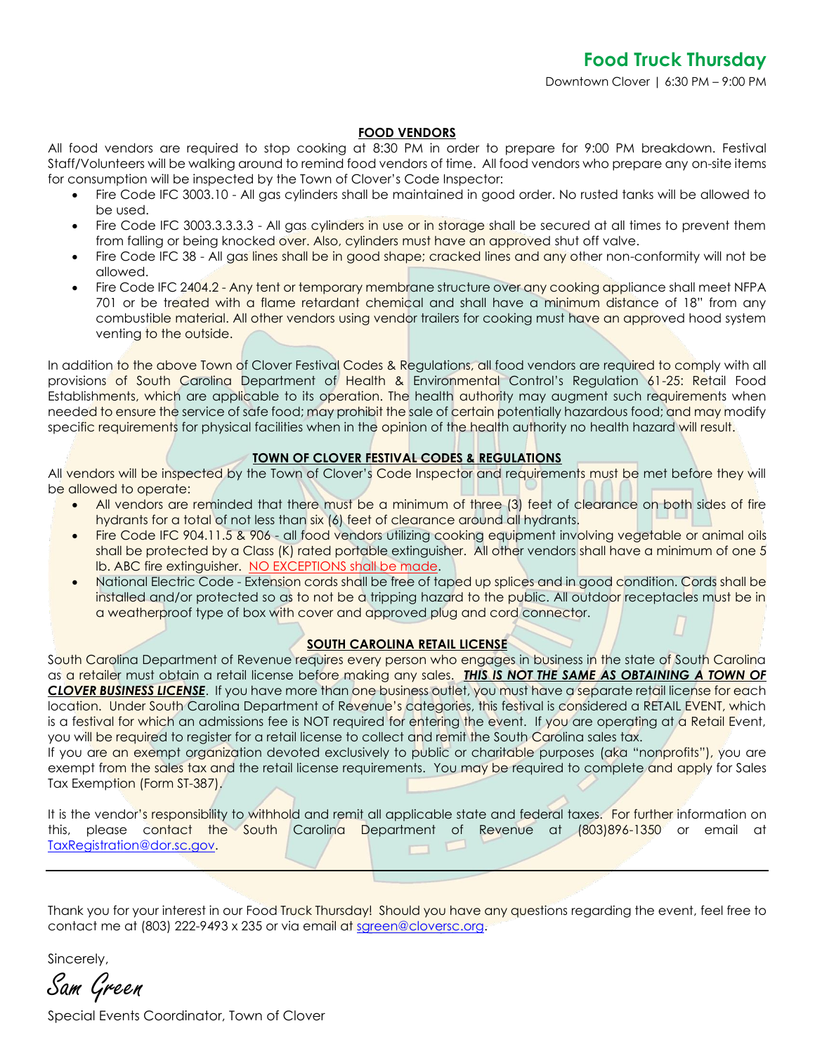# Food Truck Thursday

Downtown Clover | 6:30 PM – 9:00 PM

## FOOD VENDORS

All food vendors are required to stop cooking at 8:30 PM in order to prepare for 9:00 PM breakdown. Festival Staff/Volunteers will be walking around to remind food vendors of time. All food vendors who prepare any on-site items for consumption will be inspected by the Town of Clover's Code Inspector:

- Fire Code IFC 3003.10 - All gas cylinders shall be maintained in good order. No rusted tanks will be allowed to be used.
- Fire Code IFC 3003.3.3.3.3 - All gas cylinders in use or in storage shall be secured at all times to prevent them from falling or being knocked over. Also, cylinders must have an approved shut off valve.
- Fire Code IFC 38 - All gas lines shall be in good shape; cracked lines and any other non-conformity will not be allowed.
- Fire Code IFC 2404.2 - Any tent or temporary membrane structure over any cooking appliance shall meet NFPA 701 or be treated with a flame retardant chemical and shall have a minimum distance of 18" from any combustible material. All other vendors using vendor trailers for cooking must have an approved hood system venting to the outside.

In addition to the above Town of Clover Festival Codes & Regulations, all food vendors are required to comply with all provisions of South Carolina Department of Health & Environmental Control's Regulation 61-25: Retail Food Establishments, which are applicable to its operation. The health authority may augment such requirements when needed to ensure the service of safe food; may prohibit the sale of certain potentially hazardous food; and may modify specific requirements for physical facilities when in the opinion of the health authority no health hazard will result.

## TOWN OF CLOVER FESTIVAL CODES & REGULATIONS

All vendors will be inspected by the Town of Clover's Code Inspector and requirements must be met before they will be allowed to operate:

- All vendors are reminded that there must be a minimum of three (3) feet of clearance on both sides of fire hydrants for a total of not less than six (6) feet of clearance around all hydrants.
- Fire Code IFC 904.11.5 & 906 - all food vendors utilizing cooking equipment involving vegetable or animal oils shall be protected by a Class (K) rated portable extinguisher. All other vendors shall have a minimum of one 5 lb. ABC fire extinguisher. NO EXCEPTIONS shall be made.
- National Electric Code - Extension cords shall be free of taped up splices and in good condition. Cords shall be installed and/or protected so as to not be a tripping hazard to the public. All outdoor receptacles must be in a weatherproof type of box with cover and approved plug and cord connector.

## SOUTH CAROLINA RETAIL LICENSE

South Carolina Department of Revenue requires every person who engages in business in the state of South Carolina as a retailer must obtain a retail license before making any sales. ***THIS IS NOT THE SAME AS OBTAINING A TOWN OF CLOVER BUSINESS LICENSE***. If you have more than one business outlet, you must have a separate retail license for each location. Under South Carolina Department of Revenue's categories, this festival is considered a RETAIL EVENT, which is a festival for which an admissions fee is NOT required for entering the event. If you are operating at a Retail Event, you will be required to register for a retail license to collect and remit the South Carolina sales tax.

If you are an exempt organization devoted exclusively to public or charitable purposes (aka "nonprofits"), you are exempt from the sales tax and the retail license requirements. You may be required to complete and apply for Sales Tax Exemption (Form ST-387).

It is the vendor's responsibility to withhold and remit all applicable state and federal taxes. For further information on this, please contact the South Carolina Department of Revenue at (803)896-1350 or email at TaxRegistration@dor.sc.gov.

---

Thank you for your interest in our Food Truck Thursday! Should you have any questions regarding the event, feel free to contact me at (803) 222-9493 x 235 or via email at sgreen@cloversc.org.

Sincerely,

*Sam Green*

Special Events Coordinator, Town of Clover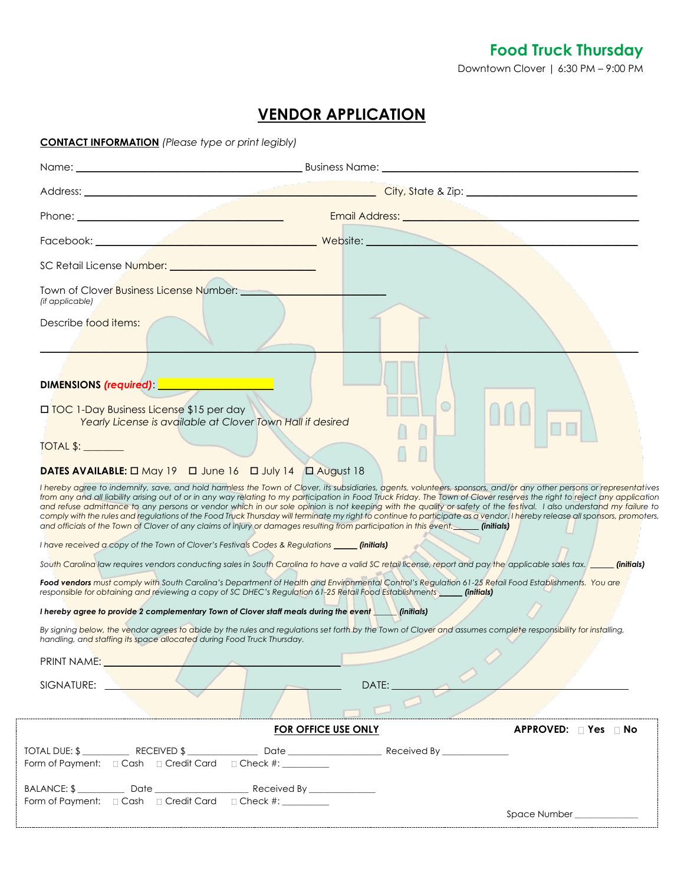## Food Truck Thursday

Downtown Clover | 6:30 PM – 9:00 PM

# VENDOR APPLICATION

**CONTACT INFORMATION** *(Please type or print legibly)*

Name: ________________________ Business Name: ________________________

Address: ________________________ City, State & Zip: ________________________

Phone: ________________________ Email Address: ________________________

Facebook: ________________________ Website: ________________________

SC Retail License Number: ________________________

Town of Clover Business License Number: ________________________
*(if applicable)*

Describe food items:

________________________________________________

**DIMENSIONS *(required)*:** ________________

☐ TOC 1-Day Business License $15 per day
*Yearly License is available at Clover Town Hall if desired*

TOTAL $: ________

**DATES AVAILABLE:** ☐ May 19 ☐ June 16 ☐ July 14 ☐ August 18

*I hereby agree to indemnify, save, and hold harmless the Town of Clover, its subsidiaries, agents, volunteers, sponsors, and/or any other persons or representatives from any and all liability arising out of or in any way relating to my participation in Food Truck Friday. The Town of Clover reserves the right to reject any application and refuse admittance to any persons or vendor which in our sole opinion is not keeping with the quality or safety of the festival. I also understand my failure to comply with the rules and regulations of the Food Truck Thursday will terminate my right to continue to participate as a vendor. I hereby release all sponsors, promoters, and officials of the Town of Clover of any claims of injury or damages resulting from participation in this event.* ______ ***(initials)***

*I have received a copy of the Town of Clover's Festivals Codes & Regulations* ______ ***(initials)***

*South Carolina law requires vendors conducting sales in South Carolina to have a valid SC retail license, report and pay the applicable sales tax.* ______ ***(initials)***

***Food vendors** must comply with South Carolina's Department of Health and Environmental Control's Regulation 61-25 Retail Food Establishments. You are responsible for obtaining and reviewing a copy of SC DHEC's Regulation 61-25 Retail Food Establishments* ______ ***(initials)***

***I hereby agree to provide 2 complementary Town of Clover staff meals during the event*** ______ ***(initials)***

*By signing below, the vendor agrees to abide by the rules and regulations set forth by the Town of Clover and assumes complete responsibility for installing, handling, and staffing its space allocated during Food Truck Thursday.*

PRINT NAME: ________________________

SIGNATURE: ________________________ DATE: ________________________

---

**FOR OFFICE USE ONLY** **APPROVED:** ☐ **Yes** ☐ **No**

TOTAL DUE: $ ________ RECEIVED $ ________ Date ________ Received By ________
Form of Payment: ☐ Cash ☐ Credit Card ☐ Check #: ________

BALANCE: $ ________ Date ________ Received By ________
Form of Payment: ☐ Cash ☐ Credit Card ☐ Check #: ________

Space Number ________